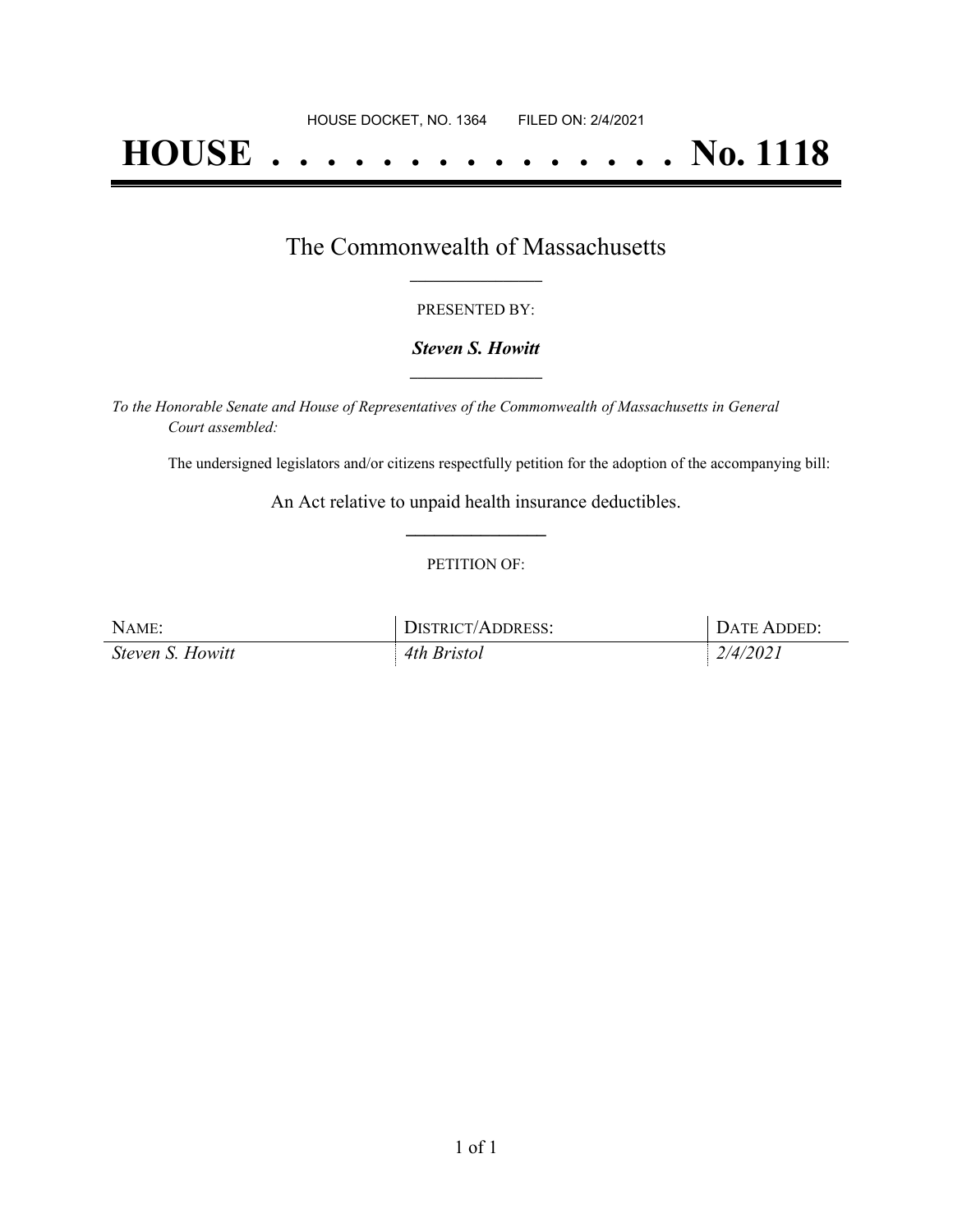HOUSE DOCKET, NO. 1364        FILED ON: 2/4/2021

# HOUSE . . . . . . . . . . . . . . . No. 1118

## The Commonwealth of Massachusetts

PRESENTED BY:

***Steven S. Howitt***

*To the Honorable Senate and House of Representatives of the Commonwealth of Massachusetts in General Court assembled:*

The undersigned legislators and/or citizens respectfully petition for the adoption of the accompanying bill:

An Act relative to unpaid health insurance deductibles.

PETITION OF:

| NAME: | DISTRICT/ADDRESS: | DATE ADDED: |
| --- | --- | --- |
| *Steven S. Howitt* | *4th Bristol* | *2/4/2021* |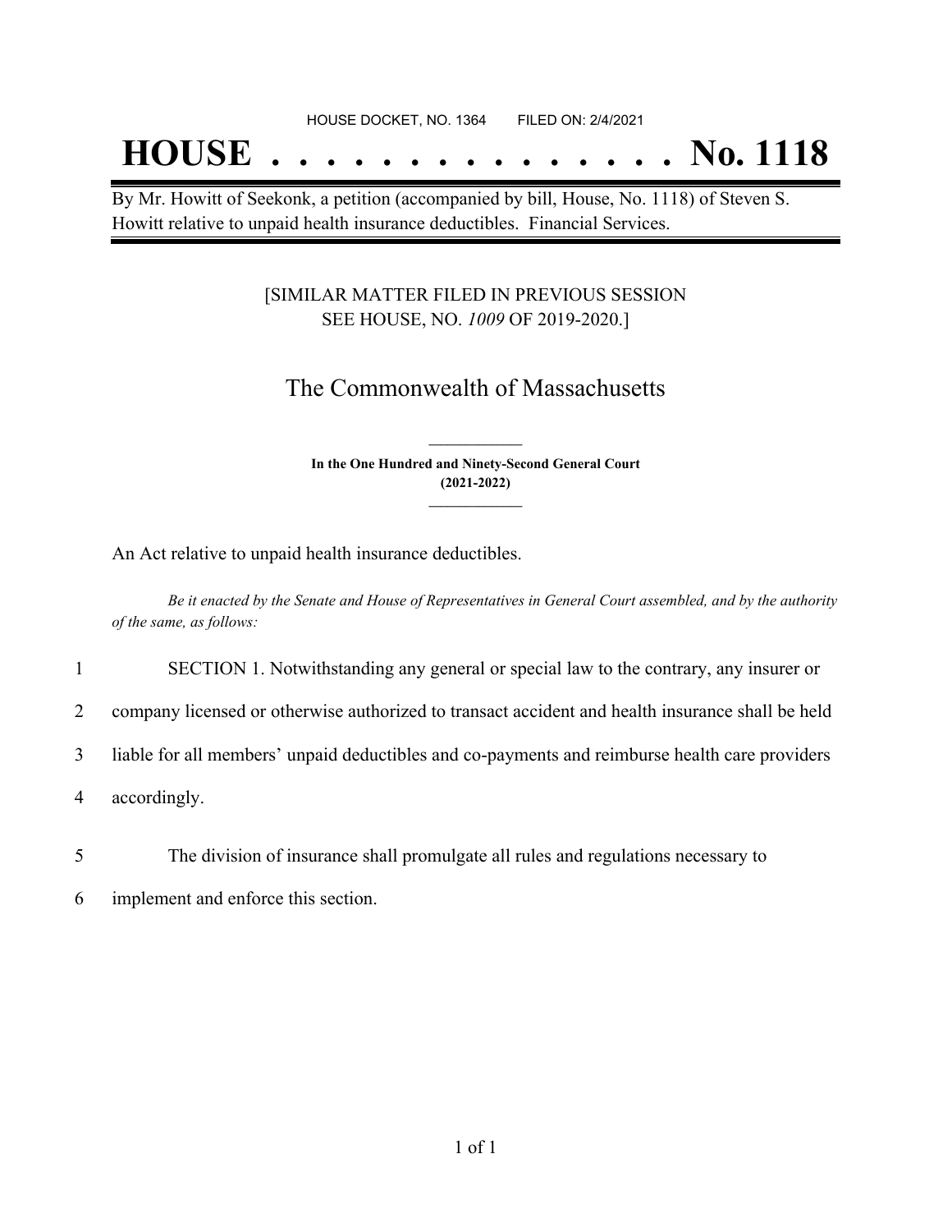HOUSE DOCKET, NO. 1364 FILED ON: 2/4/2021

# HOUSE . . . . . . . . . . . . . . . No. 1118

By Mr. Howitt of Seekonk, a petition (accompanied by bill, House, No. 1118) of Steven S. Howitt relative to unpaid health insurance deductibles. Financial Services.

[SIMILAR MATTER FILED IN PREVIOUS SESSION SEE HOUSE, NO. *1009* OF 2019-2020.]

## The Commonwealth of Massachusetts

**In the One Hundred and Ninety-Second General Court (2021-2022)**

An Act relative to unpaid health insurance deductibles.

*Be it enacted by the Senate and House of Representatives in General Court assembled, and by the authority of the same, as follows:*

1 SECTION 1. Notwithstanding any general or special law to the contrary, any insurer or
2 company licensed or otherwise authorized to transact accident and health insurance shall be held
3 liable for all members' unpaid deductibles and co-payments and reimburse health care providers
4 accordingly.

5 The division of insurance shall promulgate all rules and regulations necessary to
6 implement and enforce this section.